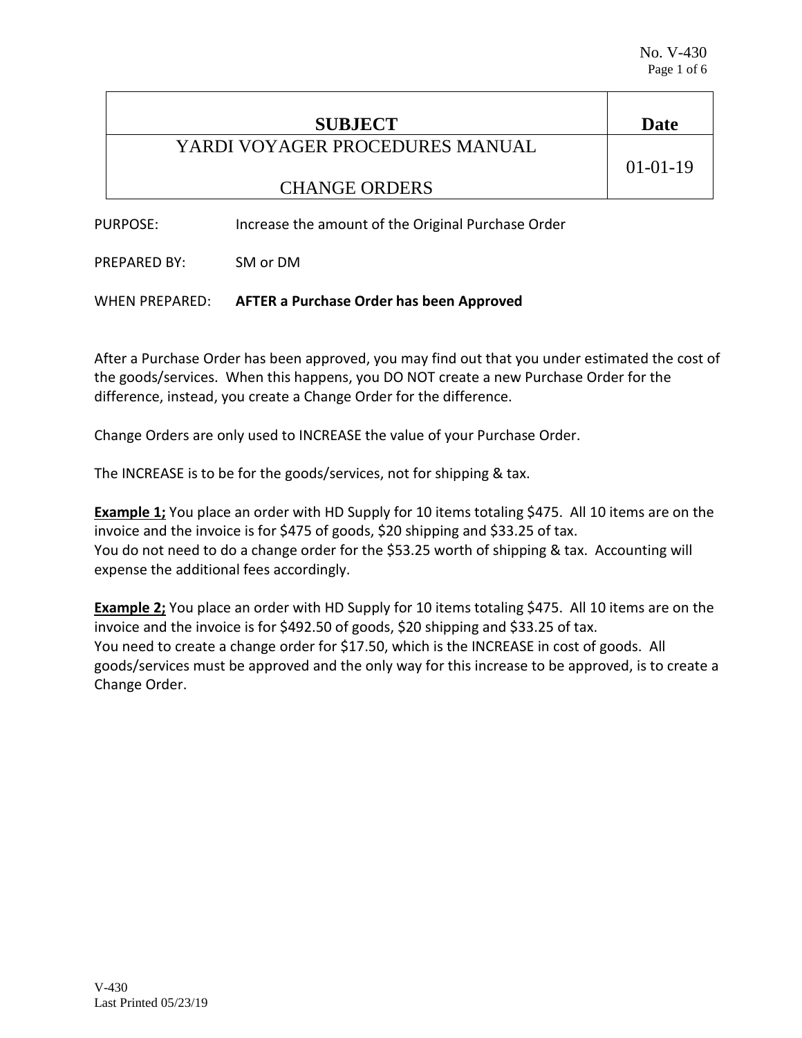No. V-430

| SUBJECT | Date |
| --- | --- |
| YARDI VOYAGER PROCEDURES MANUAL<br><br>CHANGE ORDERS | 01-01-19 |

PURPOSE: Increase the amount of the Original Purchase Order

PREPARED BY: SM or DM

WHEN PREPARED: **AFTER a Purchase Order has been Approved**

After a Purchase Order has been approved, you may find out that you under estimated the cost of the goods/services. When this happens, you DO NOT create a new Purchase Order for the difference, instead, you create a Change Order for the difference.

Change Orders are only used to INCREASE the value of your Purchase Order.

The INCREASE is to be for the goods/services, not for shipping & tax.

**Example 1;** You place an order with HD Supply for 10 items totaling $475. All 10 items are on the invoice and the invoice is for $475 of goods, $20 shipping and $33.25 of tax.
You do not need to do a change order for the $53.25 worth of shipping & tax. Accounting will expense the additional fees accordingly.

**Example 2;** You place an order with HD Supply for 10 items totaling $475. All 10 items are on the invoice and the invoice is for $492.50 of goods, $20 shipping and $33.25 of tax.
You need to create a change order for $17.50, which is the INCREASE in cost of goods. All goods/services must be approved and the only way for this increase to be approved, is to create a Change Order.

V-430
Last Printed 05/23/19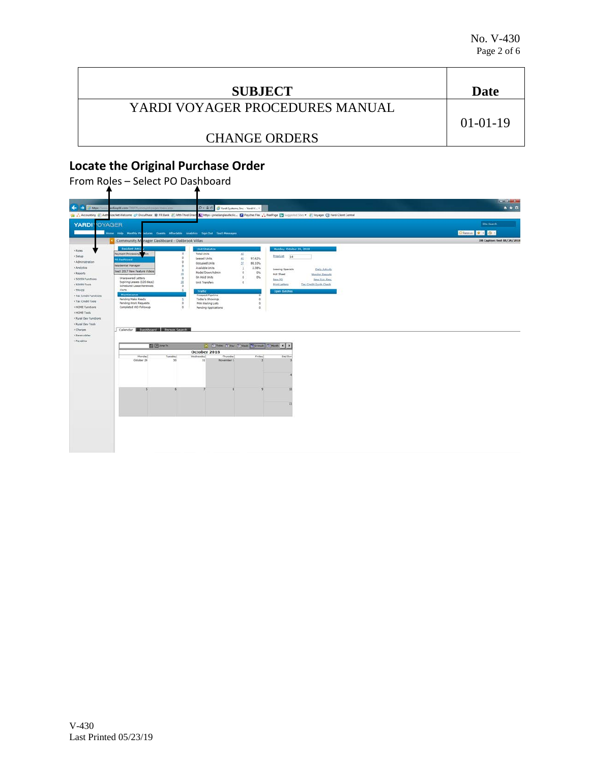| SUBJECT | Date |
| --- | --- |
| YARDI VOYAGER PROCEDURES MANUAL<br><br>CHANGE ORDERS | 01-01-19 |

## Locate the Original Purchase Order

From Roles – Select PO Dashboard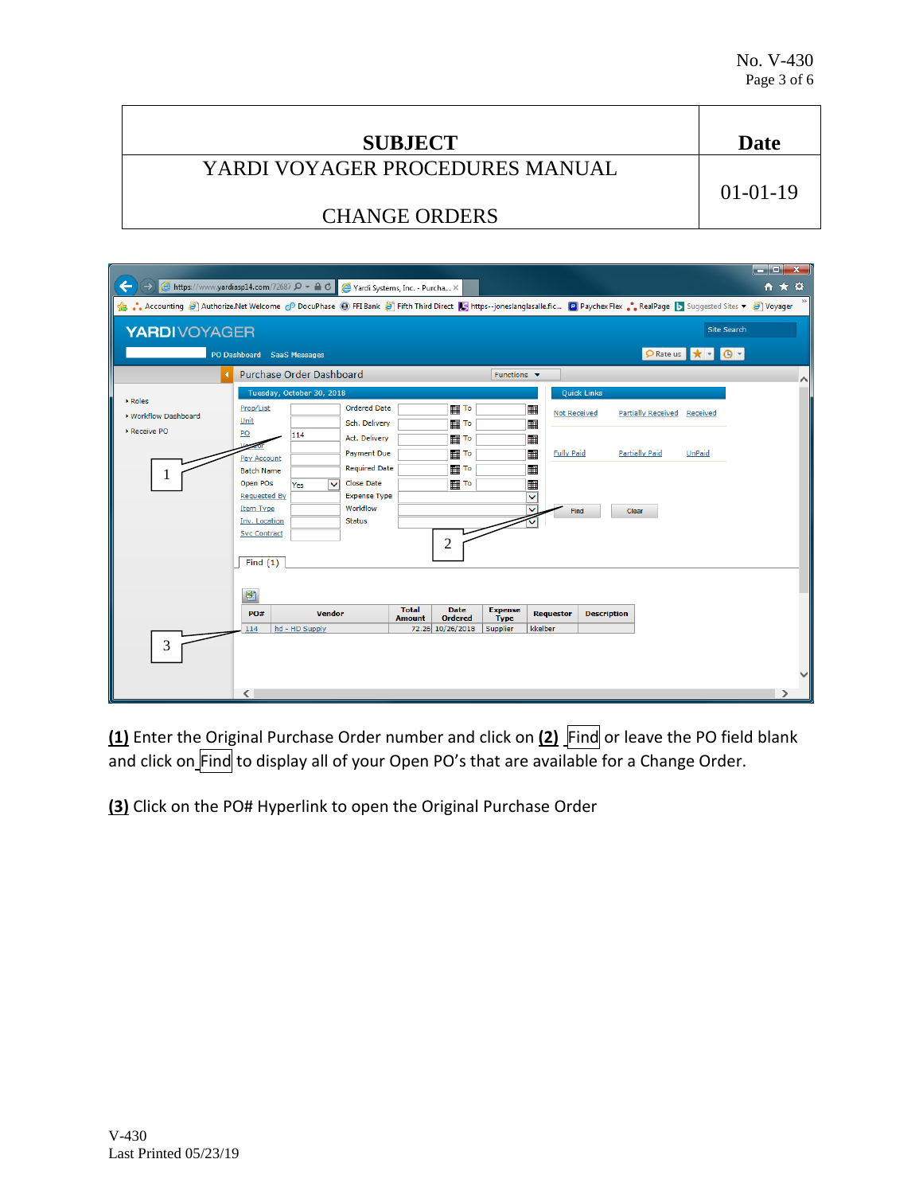| SUBJECT | Date |
|---|---|
| YARDI VOYAGER PROCEDURES MANUAL<br><br>CHANGE ORDERS | 01-01-19 |

**(1)** Enter the Original Purchase Order number and click on **(2)** Find or leave the PO field blank and click on Find to display all of your Open PO's that are available for a Change Order.

**(3)** Click on the PO# Hyperlink to open the Original Purchase Order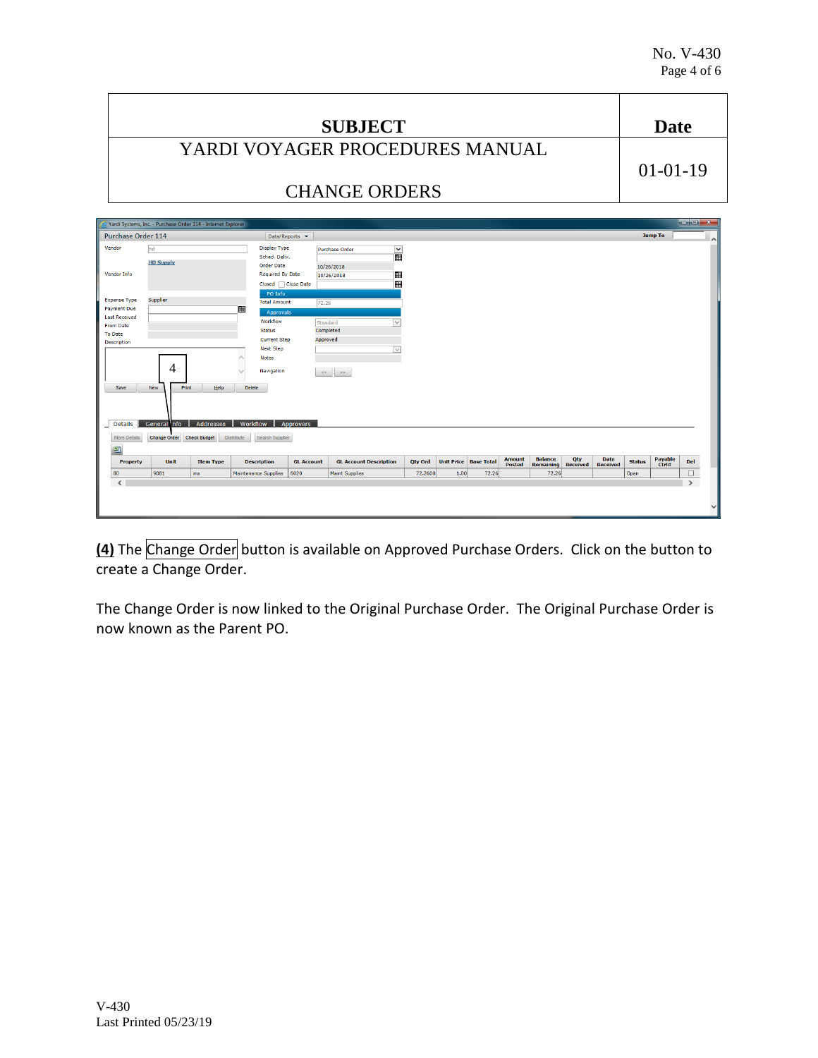| SUBJECT | Date |
| --- | --- |
| YARDI VOYAGER PROCEDURES MANUAL<br><br>CHANGE ORDERS | 01-01-19 |

**(4)** The Change Order button is available on Approved Purchase Orders. Click on the button to create a Change Order.

The Change Order is now linked to the Original Purchase Order. The Original Purchase Order is now known as the Parent PO.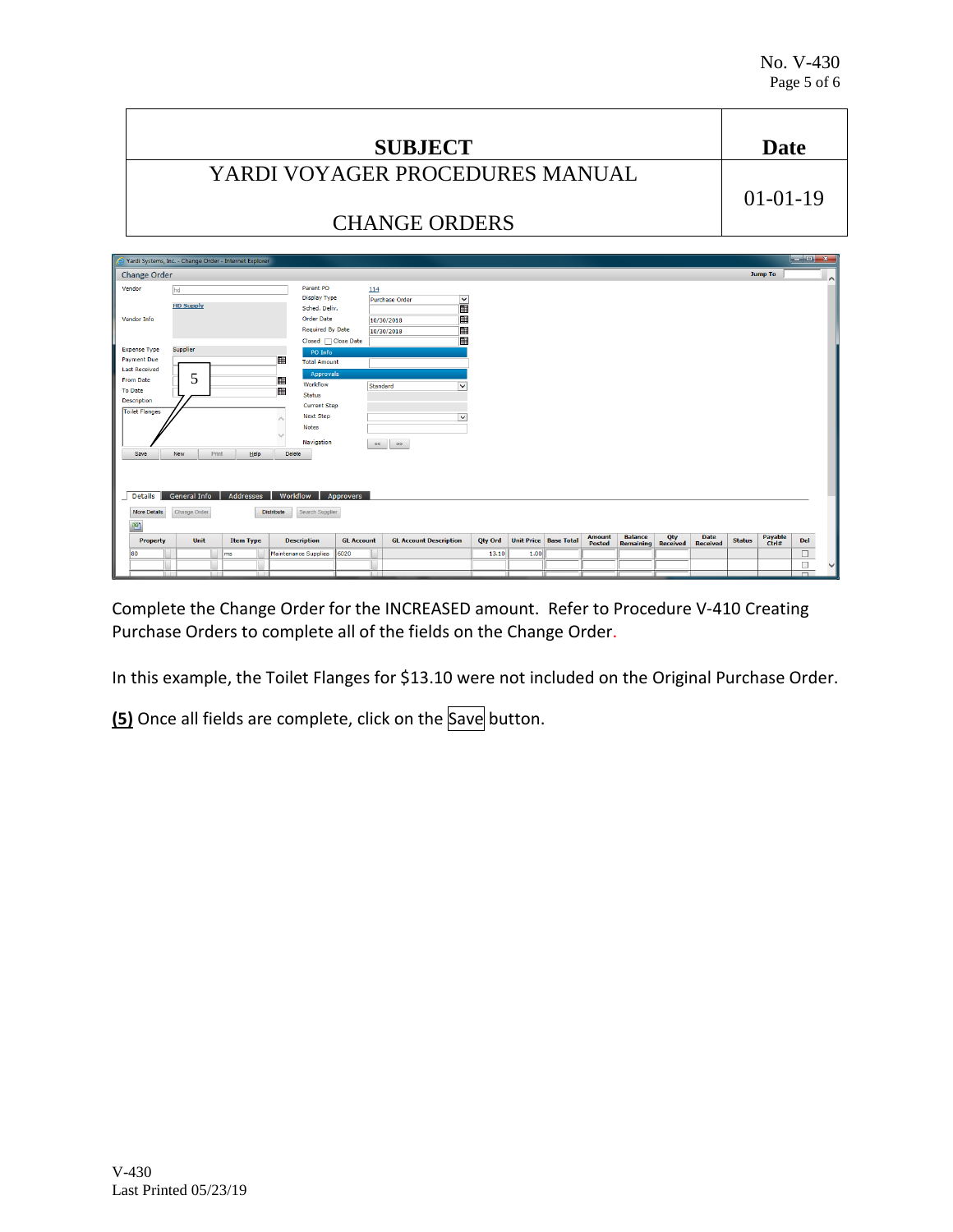| SUBJECT | Date |
|---|---|
| YARDI VOYAGER PROCEDURES MANUAL<br><br>CHANGE ORDERS | 01-01-19 |

Complete the Change Order for the INCREASED amount. Refer to Procedure V-410 Creating Purchase Orders to complete all of the fields on the Change Order.

In this example, the Toilet Flanges for $13.10 were not included on the Original Purchase Order.

**(5)** Once all fields are complete, click on the Save button.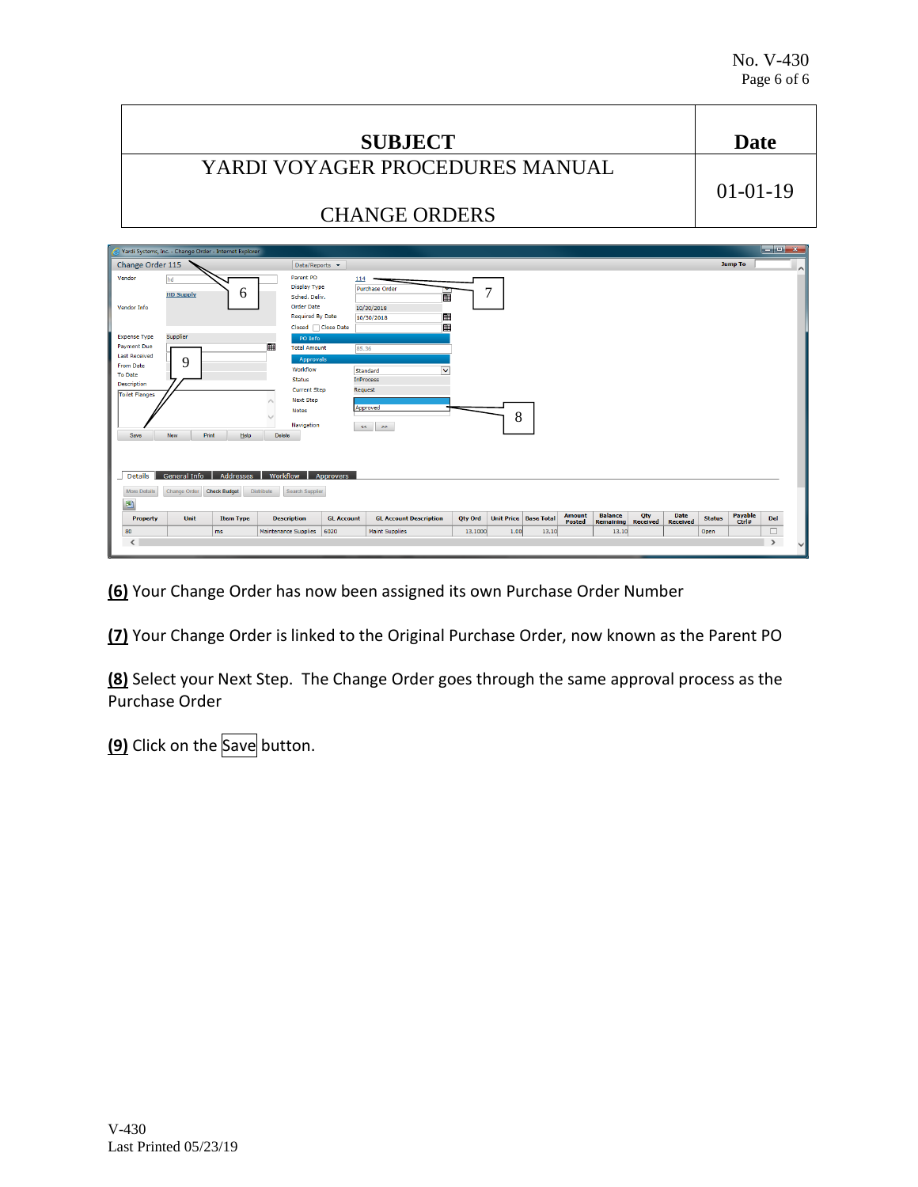| SUBJECT | Date |
| --- | --- |
| YARDI VOYAGER PROCEDURES MANUAL<br><br>CHANGE ORDERS | 01-01-19 |

**(6)** Your Change Order has now been assigned its own Purchase Order Number

**(7)** Your Change Order is linked to the Original Purchase Order, now known as the Parent PO

**(8)** Select your Next Step. The Change Order goes through the same approval process as the Purchase Order

**(9)** Click on the Save button.

V-430
Last Printed 05/23/19